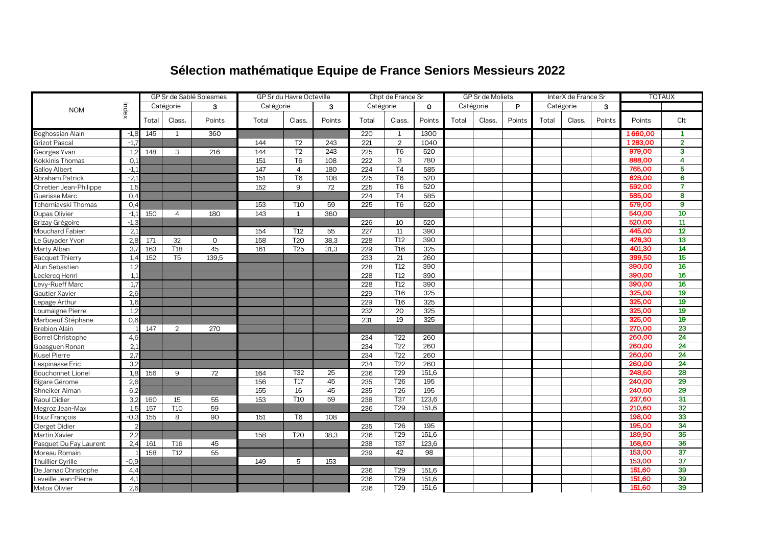# Sélection mathématique Equipe de France Seniors Messieurs 2022

| NOM | Index | GP Sr de Sablé Solesmes | | | GP Sr du Havre Octeville | | | Chpt de France Sr | | | GP Sr de Moliets | | | InterX de France Sr | | | TOTAUX | |
|---|---|---|---|---|---|---|---|---|---|---|---|---|---|---|---|---|---|---|
| | | Catégorie | | 3 | Catégorie | | 3 | Catégorie | | 0 | Catégorie | | P | Catégorie | | 3 | | |
| | | Total | Class. | Points | Total | Class. | Points | Total | Class. | Points | Total | Class. | Points | Total | Class. | Points | Points | Clt |
| Boghossian Alain | -1,8 | 145 | 1 | 360 | | | | 220 | 1 | 1300 | | | | | | | 1 660,00 | 1 |
| Grizot Pascal | -1,7 | | | | 144 | T2 | 243 | 221 | 2 | 1040 | | | | | | | 1 283,00 | 2 |
| Georges Yvan | 1,2 | 148 | 3 | 216 | 144 | T2 | 243 | 225 | T6 | 520 | | | | | | | 979,00 | 3 |
| Kokkinis Thomas | 0,1 | | | | 151 | T6 | 108 | 222 | 3 | 780 | | | | | | | 888,00 | 4 |
| Galloy Albert | -1,1 | | | | 147 | 4 | 180 | 224 | T4 | 585 | | | | | | | 765,00 | 5 |
| Abraham Patrick | -2,1 | | | | 151 | T6 | 108 | 225 | T6 | 520 | | | | | | | 628,00 | 6 |
| Chretien Jean-Philippe | 1,5 | | | | 152 | 9 | 72 | 225 | T6 | 520 | | | | | | | 592,00 | 7 |
| Guerisse Marc | 0,4 | | | | | | | 224 | T4 | 585 | | | | | | | 585,00 | 8 |
| Tcherniavski Thomas | 0,4 | | | | 153 | T10 | 59 | 225 | T6 | 520 | | | | | | | 579,00 | 9 |
| Dupas Olivier | -1,1 | 150 | 4 | 180 | 143 | 1 | 360 | | | | | | | | | | 540,00 | 10 |
| Brizay Grégoire | -1,3 | | | | | | | 226 | 10 | 520 | | | | | | | 520,00 | 11 |
| Mouchard Fabien | 2,1 | | | | 154 | T12 | 55 | 227 | 11 | 390 | | | | | | | 445,00 | 12 |
| Le Guyader Yvon | 2,8 | 171 | 32 | 0 | 158 | T20 | 38,3 | 228 | T12 | 390 | | | | | | | 428,30 | 13 |
| Marty Alban | 3,7 | 163 | T18 | 45 | 161 | T25 | 31,3 | 229 | T16 | 325 | | | | | | | 401,30 | 14 |
| Bacquet Thierry | 1,4 | 152 | T5 | 139,5 | | | | 233 | 21 | 260 | | | | | | | 399,50 | 15 |
| Alun Sebastien | 1,2 | | | | | | | 228 | T12 | 390 | | | | | | | 390,00 | 16 |
| Leclercq Henri | 1,1 | | | | | | | 228 | T12 | 390 | | | | | | | 390,00 | 16 |
| Levy-Rueff Marc | 1,7 | | | | | | | 228 | T12 | 390 | | | | | | | 390,00 | 16 |
| Gautier Xavier | 2,6 | | | | | | | 229 | T16 | 325 | | | | | | | 325,00 | 19 |
| Lepage Arthur | 1,6 | | | | | | | 229 | T16 | 325 | | | | | | | 325,00 | 19 |
| Loumaigne Pierre | 1,2 | | | | | | | 232 | 20 | 325 | | | | | | | 325,00 | 19 |
| Marboeuf Stéphane | 0,6 | | | | | | | 231 | 19 | 325 | | | | | | | 325,00 | 19 |
| Brebion Alain | 1 | 147 | 2 | 270 | | | | | | | | | | | | | 270,00 | 23 |
| Borrel Christophe | 4,6 | | | | | | | 234 | T22 | 260 | | | | | | | 260,00 | 24 |
| Goasguen Ronan | 2,1 | | | | | | | 234 | T22 | 260 | | | | | | | 260,00 | 24 |
| Kusel Pierre | 2,7 | | | | | | | 234 | T22 | 260 | | | | | | | 260,00 | 24 |
| Lespinasse Eric | 3,2 | | | | | | | 234 | T22 | 260 | | | | | | | 260,00 | 24 |
| Bouchonnet Lionel | 1,8 | 156 | 9 | 72 | 164 | T32 | 25 | 236 | T29 | 151,6 | | | | | | | 248,60 | 28 |
| Bigare Gérome | 2,6 | | | | 156 | T17 | 45 | 235 | T26 | 195 | | | | | | | 240,00 | 29 |
| Shneiker Aiman | 6,2 | | | | 155 | 16 | 45 | 235 | T26 | 195 | | | | | | | 240,00 | 29 |
| Raoul Didier | 3,2 | 160 | 15 | 55 | 153 | T10 | 59 | 238 | T37 | 123,6 | | | | | | | 237,60 | 31 |
| Megroz Jean-Max | 1,5 | 157 | T10 | 59 | | | | 236 | T29 | 151,6 | | | | | | | 210,60 | 32 |
| Illouz François | -0,3 | 155 | 8 | 90 | 151 | T6 | 108 | | | | | | | | | | 198,00 | 33 |
| Clerget Didier | 2 | | | | | | | 235 | T26 | 195 | | | | | | | 195,00 | 34 |
| Martin Xavier | 2,2 | | | | 158 | T20 | 38,3 | 236 | T29 | 151,6 | | | | | | | 189,90 | 35 |
| Pasquet Du Fay Laurent | 2,4 | 161 | T16 | 45 | | | | 238 | T37 | 123,6 | | | | | | | 168,60 | 36 |
| Moreau Romain | 1 | 158 | T12 | 55 | | | | 239 | 42 | 98 | | | | | | | 153,00 | 37 |
| Thuillier Cyrille | -0,9 | | | | 149 | 5 | 153 | | | | | | | | | | 153,00 | 37 |
| De Jarnac Christophe | 4,4 | | | | | | | 236 | T29 | 151,6 | | | | | | | 151,60 | 39 |
| Leveille Jean-Pierre | 4,1 | | | | | | | 236 | T29 | 151,6 | | | | | | | 151,60 | 39 |
| Matos Olivier | 2,6 | | | | | | | 236 | T29 | 151,6 | | | | | | | 151,60 | 39 |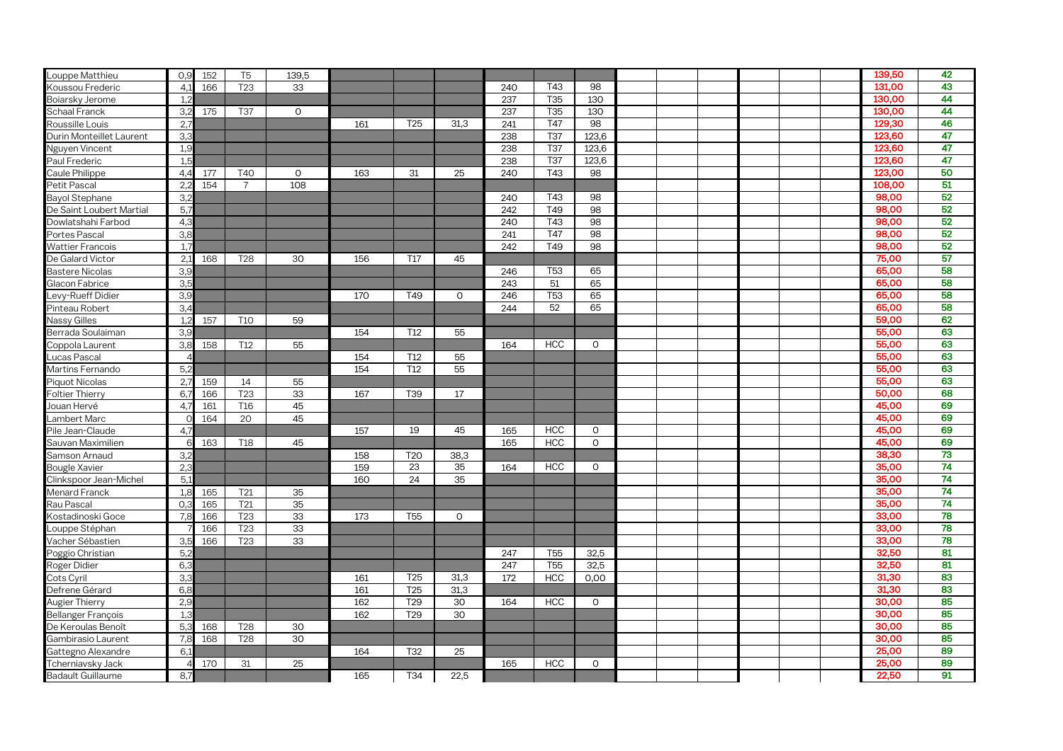| | | | | | | | | | | | | | | | | | | |
|---|---|---|---|---|---|---|---|---|---|---|---|---|---|---|---|---|---|---|
| Louppe Matthieu | 0,9 | 152 | T5 | 139,5 | | | | | | | | | | | | | 139,50 | 42 |
| Koussou Frederic | 4,1 | 166 | T23 | 33 | | | | 240 | T43 | 98 | | | | | | | 131,00 | 43 |
| Boiarsky Jerome | 1,2 | | | | | | | 237 | T35 | 130 | | | | | | | 130,00 | 44 |
| Schaal Franck | 3,2 | 175 | T37 | 0 | | | | 237 | T35 | 130 | | | | | | | 130,00 | 44 |
| Roussille Louis | 2,7 | | | | 161 | T25 | 31,3 | 241 | T47 | 98 | | | | | | | 129,30 | 46 |
| Durin Monteillet Laurent | 3,3 | | | | | | | 238 | T37 | 123,6 | | | | | | | 123,60 | 47 |
| Nguyen Vincent | 1,9 | | | | | | | 238 | T37 | 123,6 | | | | | | | 123,60 | 47 |
| Paul Frederic | 1,5 | | | | | | | 238 | T37 | 123,6 | | | | | | | 123,60 | 47 |
| Caule Philippe | 4,4 | 177 | T40 | 0 | 163 | 31 | 25 | 240 | T43 | 98 | | | | | | | 123,00 | 50 |
| Petit Pascal | 2,2 | 154 | 7 | 108 | | | | | | | | | | | | | 108,00 | 51 |
| Bayol Stephane | 3,2 | | | | | | | 240 | T43 | 98 | | | | | | | 98,00 | 52 |
| De Saint Loubert Martial | 5,7 | | | | | | | 242 | T49 | 98 | | | | | | | 98,00 | 52 |
| Dowlatshahi Farbod | 4,3 | | | | | | | 240 | T43 | 98 | | | | | | | 98,00 | 52 |
| Portes Pascal | 3,8 | | | | | | | 241 | T47 | 98 | | | | | | | 98,00 | 52 |
| Wattier Francois | 1,7 | | | | | | | 242 | T49 | 98 | | | | | | | 98,00 | 52 |
| De Galard Victor | 2,1 | 168 | T28 | 30 | 156 | T17 | 45 | | | | | | | | | | 75,00 | 57 |
| Bastere Nicolas | 3,9 | | | | | | | 246 | T53 | 65 | | | | | | | 65,00 | 58 |
| Glacon Fabrice | 3,5 | | | | | | | 243 | 51 | 65 | | | | | | | 65,00 | 58 |
| Levy-Rueff Didier | 3,9 | | | | 170 | T49 | 0 | 246 | T53 | 65 | | | | | | | 65,00 | 58 |
| Pinteau Robert | 3,4 | | | | | | | 244 | 52 | 65 | | | | | | | 65,00 | 58 |
| Nassy Gilles | 1,2 | 157 | T10 | 59 | | | | | | | | | | | | | 59,00 | 62 |
| Berrada Soulaiman | 3,9 | | | | 154 | T12 | 55 | | | | | | | | | | 55,00 | 63 |
| Coppola Laurent | 3,8 | 158 | T12 | 55 | | | | 164 | HCC | 0 | | | | | | | 55,00 | 63 |
| Lucas Pascal | 4 | | | | 154 | T12 | 55 | | | | | | | | | | 55,00 | 63 |
| Martins Fernando | 5,2 | | | | 154 | T12 | 55 | | | | | | | | | | 55,00 | 63 |
| Piquot Nicolas | 2,7 | 159 | 14 | 55 | | | | | | | | | | | | | 55,00 | 63 |
| Foltier Thierry | 6,7 | 166 | T23 | 33 | 167 | T39 | 17 | | | | | | | | | | 50,00 | 68 |
| Jouan Hervé | 4,7 | 161 | T16 | 45 | | | | | | | | | | | | | 45,00 | 69 |
| Lambert Marc | 0 | 164 | 20 | 45 | | | | | | | | | | | | | 45,00 | 69 |
| Pile Jean-Claude | 4,7 | | | | 157 | 19 | 45 | 165 | HCC | 0 | | | | | | | 45,00 | 69 |
| Sauvan Maximilien | 6 | 163 | T18 | 45 | | | | 165 | HCC | 0 | | | | | | | 45,00 | 69 |
| Samson Arnaud | 3,2 | | | | 158 | T20 | 38,3 | | | | | | | | | | 38,30 | 73 |
| Bougle Xavier | 2,3 | | | | 159 | 23 | 35 | 164 | HCC | 0 | | | | | | | 35,00 | 74 |
| Clinkspoor Jean-Michel | 5,1 | | | | 160 | 24 | 35 | | | | | | | | | | 35,00 | 74 |
| Menard Franck | 1,8 | 165 | T21 | 35 | | | | | | | | | | | | | 35,00 | 74 |
| Rau Pascal | 0,3 | 165 | T21 | 35 | | | | | | | | | | | | | 35,00 | 74 |
| Kostadinoski Goce | 7,8 | 166 | T23 | 33 | 173 | T55 | 0 | | | | | | | | | | 33,00 | 78 |
| Louppe Stéphan | 7 | 166 | T23 | 33 | | | | | | | | | | | | | 33,00 | 78 |
| Vacher Sébastien | 3,5 | 166 | T23 | 33 | | | | | | | | | | | | | 33,00 | 78 |
| Poggio Christian | 5,2 | | | | | | | 247 | T55 | 32,5 | | | | | | | 32,50 | 81 |
| Roger Didier | 6,3 | | | | | | | 247 | T55 | 32,5 | | | | | | | 32,50 | 81 |
| Cots Cyril | 3,3 | | | | 161 | T25 | 31,3 | 172 | HCC | 0,00 | | | | | | | 31,30 | 83 |
| Defrene Gérard | 6,8 | | | | 161 | T25 | 31,3 | | | | | | | | | | 31,30 | 83 |
| Augier Thierry | 2,9 | | | | 162 | T29 | 30 | 164 | HCC | 0 | | | | | | | 30,00 | 85 |
| Bellanger François | 1,3 | | | | 162 | T29 | 30 | | | | | | | | | | 30,00 | 85 |
| De Keroulas Benoît | 5,3 | 168 | T28 | 30 | | | | | | | | | | | | | 30,00 | 85 |
| Gambirasio Laurent | 7,8 | 168 | T28 | 30 | | | | | | | | | | | | | 30,00 | 85 |
| Gattegno Alexandre | 6,1 | | | | 164 | T32 | 25 | | | | | | | | | | 25,00 | 89 |
| Tcherniavsky Jack | 4 | 170 | 31 | 25 | | | | 165 | HCC | 0 | | | | | | | 25,00 | 89 |
| Badault Guillaume | 8,7 | | | | 165 | T34 | 22,5 | | | | | | | | | | 22,50 | 91 |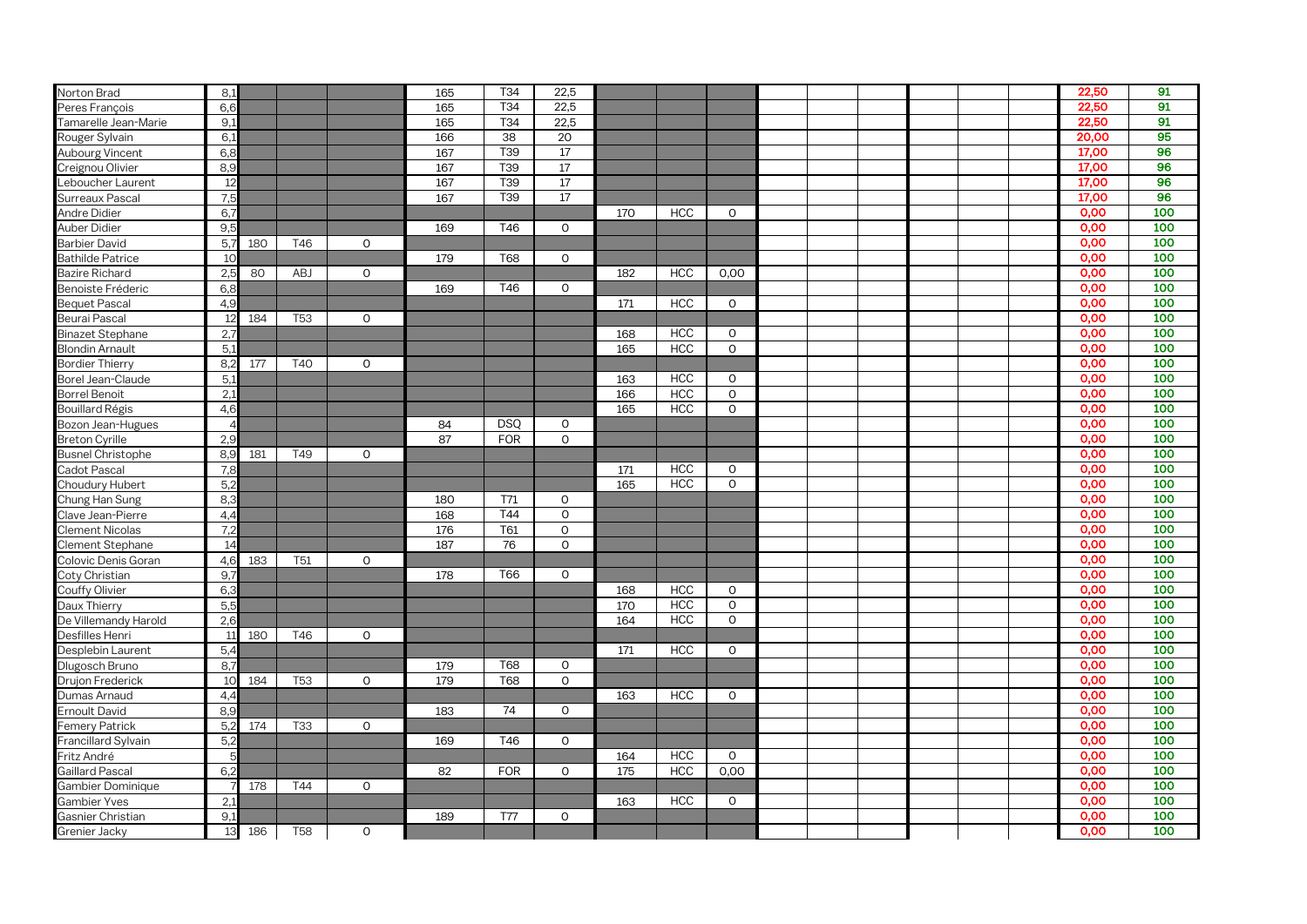| | | | | | | | | | | | | | | | | | | | | | |
|---|---|---|---|---|---|---|---|---|---|---|---|---|---|---|---|---|---|---|---|---|---|
| Norton Brad | 8,1 | | | | 165 | T34 | 22,5 | | | | | | | | | | | | | 22,50 | 91 |
| Peres François | 6,6 | | | | 165 | T34 | 22,5 | | | | | | | | | | | | | 22,50 | 91 |
| Tamarelle Jean-Marie | 9,1 | | | | 165 | T34 | 22,5 | | | | | | | | | | | | | 22,50 | 91 |
| Rouger Sylvain | 6,1 | | | | 166 | 38 | 20 | | | | | | | | | | | | | 20,00 | 95 |
| Aubourg Vincent | 6,8 | | | | 167 | T39 | 17 | | | | | | | | | | | | | 17,00 | 96 |
| Creignou Olivier | 8,9 | | | | 167 | T39 | 17 | | | | | | | | | | | | | 17,00 | 96 |
| Leboucher Laurent | 12 | | | | 167 | T39 | 17 | | | | | | | | | | | | | 17,00 | 96 |
| Surreaux Pascal | 7,5 | | | | 167 | T39 | 17 | | | | | | | | | | | | | 17,00 | 96 |
| Andre Didier | 6,7 | | | | | | | 170 | HCC | 0 | | | | | | | | | | 0,00 | 100 |
| Auber Didier | 9,5 | | | | 169 | T46 | 0 | | | | | | | | | | | | | 0,00 | 100 |
| Barbier David | 5,7 | 180 | T46 | 0 | | | | | | | | | | | | | | | | 0,00 | 100 |
| Bathilde Patrice | 10 | | | | 179 | T68 | 0 | | | | | | | | | | | | | 0,00 | 100 |
| Bazire Richard | 2,5 | 80 | ABJ | 0 | | | | 182 | HCC | 0,00 | | | | | | | | | | 0,00 | 100 |
| Benoiste Fréderic | 6,8 | | | | 169 | T46 | 0 | | | | | | | | | | | | | 0,00 | 100 |
| Bequet Pascal | 4,9 | | | | | | | 171 | HCC | 0 | | | | | | | | | | 0,00 | 100 |
| Beurai Pascal | 12 | 184 | T53 | 0 | | | | | | | | | | | | | | | | 0,00 | 100 |
| Binazet Stephane | 2,7 | | | | | | | 168 | HCC | 0 | | | | | | | | | | 0,00 | 100 |
| Blondin Arnault | 5,1 | | | | | | | 165 | HCC | 0 | | | | | | | | | | 0,00 | 100 |
| Bordier Thierry | 8,2 | 177 | T40 | 0 | | | | | | | | | | | | | | | | 0,00 | 100 |
| Borel Jean-Claude | 5,1 | | | | | | | 163 | HCC | 0 | | | | | | | | | | 0,00 | 100 |
| Borrel Benoit | 2,1 | | | | | | | 166 | HCC | 0 | | | | | | | | | | 0,00 | 100 |
| Bouillard Régis | 4,6 | | | | | | | 165 | HCC | 0 | | | | | | | | | | 0,00 | 100 |
| Bozon Jean-Hugues | 4 | | | | 84 | DSQ | 0 | | | | | | | | | | | | | 0,00 | 100 |
| Breton Cyrille | 2,9 | | | | 87 | FOR | 0 | | | | | | | | | | | | | 0,00 | 100 |
| Busnel Christophe | 8,9 | 181 | T49 | 0 | | | | | | | | | | | | | | | | 0,00 | 100 |
| Cadot Pascal | 7,8 | | | | | | | 171 | HCC | 0 | | | | | | | | | | 0,00 | 100 |
| Choudury Hubert | 5,2 | | | | | | | 165 | HCC | 0 | | | | | | | | | | 0,00 | 100 |
| Chung Han Sung | 8,3 | | | | 180 | T71 | 0 | | | | | | | | | | | | | 0,00 | 100 |
| Clave Jean-Pierre | 4,4 | | | | 168 | T44 | 0 | | | | | | | | | | | | | 0,00 | 100 |
| Clement Nicolas | 7,2 | | | | 176 | T61 | 0 | | | | | | | | | | | | | 0,00 | 100 |
| Clement Stephane | 14 | | | | 187 | 76 | 0 | | | | | | | | | | | | | 0,00 | 100 |
| Colovic Denis Goran | 4,6 | 183 | T51 | 0 | | | | | | | | | | | | | | | | 0,00 | 100 |
| Coty Christian | 9,7 | | | | 178 | T66 | 0 | | | | | | | | | | | | | 0,00 | 100 |
| Couffy Olivier | 6,3 | | | | | | | 168 | HCC | 0 | | | | | | | | | | 0,00 | 100 |
| Daux Thierry | 5,5 | | | | | | | 170 | HCC | 0 | | | | | | | | | | 0,00 | 100 |
| De Villemandy Harold | 2,6 | | | | | | | 164 | HCC | 0 | | | | | | | | | | 0,00 | 100 |
| Desfilles Henri | 11 | 180 | T46 | 0 | | | | | | | | | | | | | | | | 0,00 | 100 |
| Desplebin Laurent | 5,4 | | | | | | | 171 | HCC | 0 | | | | | | | | | | 0,00 | 100 |
| Dlugosch Bruno | 8,7 | | | | 179 | T68 | 0 | | | | | | | | | | | | | 0,00 | 100 |
| Drujon Frederick | 10 | 184 | T53 | 0 | 179 | T68 | 0 | | | | | | | | | | | | | 0,00 | 100 |
| Dumas Arnaud | 4,4 | | | | | | | 163 | HCC | 0 | | | | | | | | | | 0,00 | 100 |
| Ernoult David | 8,9 | | | | 183 | 74 | 0 | | | | | | | | | | | | | 0,00 | 100 |
| Femery Patrick | 5,2 | 174 | T33 | 0 | | | | | | | | | | | | | | | | 0,00 | 100 |
| Francillard Sylvain | 5,2 | | | | 169 | T46 | 0 | | | | | | | | | | | | | 0,00 | 100 |
| Fritz André | 5 | | | | | | | 164 | HCC | 0 | | | | | | | | | | 0,00 | 100 |
| Gaillard Pascal | 6,2 | | | | 82 | FOR | 0 | 175 | HCC | 0,00 | | | | | | | | | | 0,00 | 100 |
| Gambier Dominique | 7 | 178 | T44 | 0 | | | | | | | | | | | | | | | | 0,00 | 100 |
| Gambier Yves | 2,1 | | | | | | | 163 | HCC | 0 | | | | | | | | | | 0,00 | 100 |
| Gasnier Christian | 9,1 | | | | 189 | T77 | 0 | | | | | | | | | | | | | 0,00 | 100 |
| Grenier Jacky | 13 | 186 | T58 | 0 | | | | | | | | | | | | | | | | 0,00 | 100 |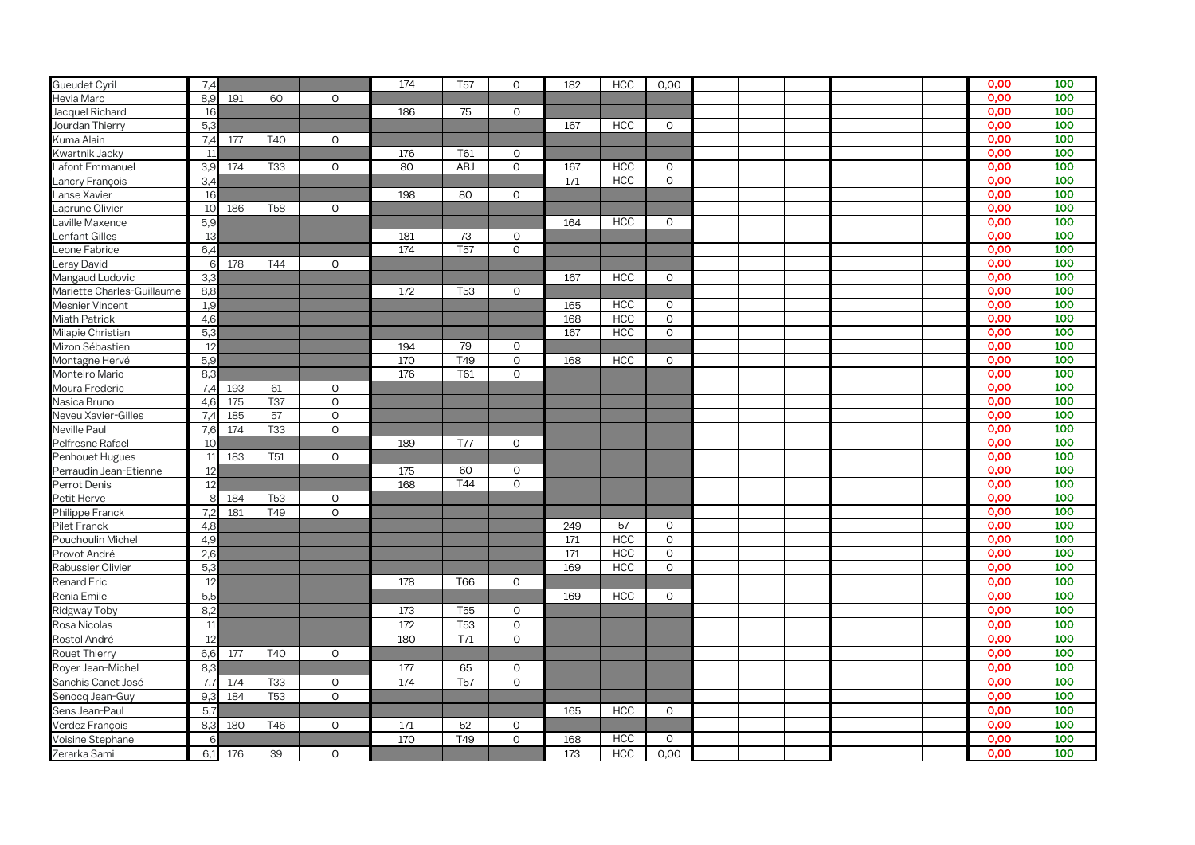| | | | | | | | | | | | | | | | | | | |
|---|---|---|---|---|---|---|---|---|---|---|---|---|---|---|---|---|---|---|
| Gueudet Cyril | 7,4 | | | | 174 | T57 | 0 | 182 | HCC | 0,00 | | | | | | | **0,00** | **100** |
| Hevia Marc | 8,9 | 191 | 60 | 0 | | | | | | | | | | | | | **0,00** | **100** |
| Jacquel Richard | 16 | | | | 186 | 75 | 0 | | | | | | | | | | **0,00** | **100** |
| Jourdan Thierry | 5,3 | | | | | | | 167 | HCC | 0 | | | | | | | **0,00** | **100** |
| Kuma Alain | 7,4 | 177 | T40 | 0 | | | | | | | | | | | | | **0,00** | **100** |
| Kwartnik Jacky | 11 | | | | 176 | T61 | 0 | | | | | | | | | | **0,00** | **100** |
| Lafont Emmanuel | 3,9 | 174 | T33 | 0 | 80 | ABJ | 0 | 167 | HCC | 0 | | | | | | | **0,00** | **100** |
| Lancry François | 3,4 | | | | | | | 171 | HCC | 0 | | | | | | | **0,00** | **100** |
| Lanse Xavier | 16 | | | | 198 | 80 | 0 | | | | | | | | | | **0,00** | **100** |
| Laprune Olivier | 10 | 186 | T58 | 0 | | | | | | | | | | | | | **0,00** | **100** |
| Laville Maxence | 5,9 | | | | | | | 164 | HCC | 0 | | | | | | | **0,00** | **100** |
| Lenfant Gilles | 13 | | | | 181 | 73 | 0 | | | | | | | | | | **0,00** | **100** |
| Leone Fabrice | 6,4 | | | | 174 | T57 | 0 | | | | | | | | | | **0,00** | **100** |
| Leray David | 6 | 178 | T44 | 0 | | | | | | | | | | | | | **0,00** | **100** |
| Mangaud Ludovic | 3,3 | | | | | | | 167 | HCC | 0 | | | | | | | **0,00** | **100** |
| Mariette Charles-Guillaume | 8,8 | | | | 172 | T53 | 0 | | | | | | | | | | **0,00** | **100** |
| Mesnier Vincent | 1,9 | | | | | | | 165 | HCC | 0 | | | | | | | **0,00** | **100** |
| Miath Patrick | 4,6 | | | | | | | 168 | HCC | 0 | | | | | | | **0,00** | **100** |
| Milapie Christian | 5,3 | | | | | | | 167 | HCC | 0 | | | | | | | **0,00** | **100** |
| Mizon Sébastien | 12 | | | | 194 | 79 | 0 | | | | | | | | | | **0,00** | **100** |
| Montagne Hervé | 5,9 | | | | 170 | T49 | 0 | 168 | HCC | 0 | | | | | | | **0,00** | **100** |
| Monteiro Mario | 8,3 | | | | 176 | T61 | 0 | | | | | | | | | | **0,00** | **100** |
| Moura Frederic | 7,4 | 193 | 61 | 0 | | | | | | | | | | | | | **0,00** | **100** |
| Nasica Bruno | 4,6 | 175 | T37 | 0 | | | | | | | | | | | | | **0,00** | **100** |
| Neveu Xavier-Gilles | 7,4 | 185 | 57 | 0 | | | | | | | | | | | | | **0,00** | **100** |
| Neville Paul | 7,6 | 174 | T33 | 0 | | | | | | | | | | | | | **0,00** | **100** |
| Pelfresne Rafael | 10 | | | | 189 | T77 | 0 | | | | | | | | | | **0,00** | **100** |
| Penhouet Hugues | 11 | 183 | T51 | 0 | | | | | | | | | | | | | **0,00** | **100** |
| Perraudin Jean-Etienne | 12 | | | | 175 | 60 | 0 | | | | | | | | | | **0,00** | **100** |
| Perrot Denis | 12 | | | | 168 | T44 | 0 | | | | | | | | | | **0,00** | **100** |
| Petit Herve | 8 | 184 | T53 | 0 | | | | | | | | | | | | | **0,00** | **100** |
| Philippe Franck | 7,2 | 181 | T49 | 0 | | | | | | | | | | | | | **0,00** | **100** |
| Pilet Franck | 4,8 | | | | | | | 249 | 57 | 0 | | | | | | | **0,00** | **100** |
| Pouchoulin Michel | 4,9 | | | | | | | 171 | HCC | 0 | | | | | | | **0,00** | **100** |
| Provot André | 2,6 | | | | | | | 171 | HCC | 0 | | | | | | | **0,00** | **100** |
| Rabussier Olivier | 5,3 | | | | | | | 169 | HCC | 0 | | | | | | | **0,00** | **100** |
| Renard Eric | 12 | | | | 178 | T66 | 0 | | | | | | | | | | **0,00** | **100** |
| Renia Emile | 5,5 | | | | | | | 169 | HCC | 0 | | | | | | | **0,00** | **100** |
| Ridgway Toby | 8,2 | | | | 173 | T55 | 0 | | | | | | | | | | **0,00** | **100** |
| Rosa Nicolas | 11 | | | | 172 | T53 | 0 | | | | | | | | | | **0,00** | **100** |
| Rostol André | 12 | | | | 180 | T71 | 0 | | | | | | | | | | **0,00** | **100** |
| Rouet Thierry | 6,6 | 177 | T40 | 0 | | | | | | | | | | | | | **0,00** | **100** |
| Royer Jean-Michel | 8,3 | | | | 177 | 65 | 0 | | | | | | | | | | **0,00** | **100** |
| Sanchis Canet José | 7,7 | 174 | T33 | 0 | 174 | T57 | 0 | | | | | | | | | | **0,00** | **100** |
| Senocq Jean-Guy | 9,3 | 184 | T53 | 0 | | | | | | | | | | | | | **0,00** | **100** |
| Sens Jean-Paul | 5,7 | | | | | | | 165 | HCC | 0 | | | | | | | **0,00** | **100** |
| Verdez François | 8,3 | 180 | T46 | 0 | 171 | 52 | 0 | | | | | | | | | | **0,00** | **100** |
| Voisine Stephane | 6 | | | | 170 | T49 | 0 | 168 | HCC | 0 | | | | | | | **0,00** | **100** |
| Zerarka Sami | 6,1 | 176 | 39 | 0 | | | | 173 | HCC | 0,00 | | | | | | | **0,00** | **100** |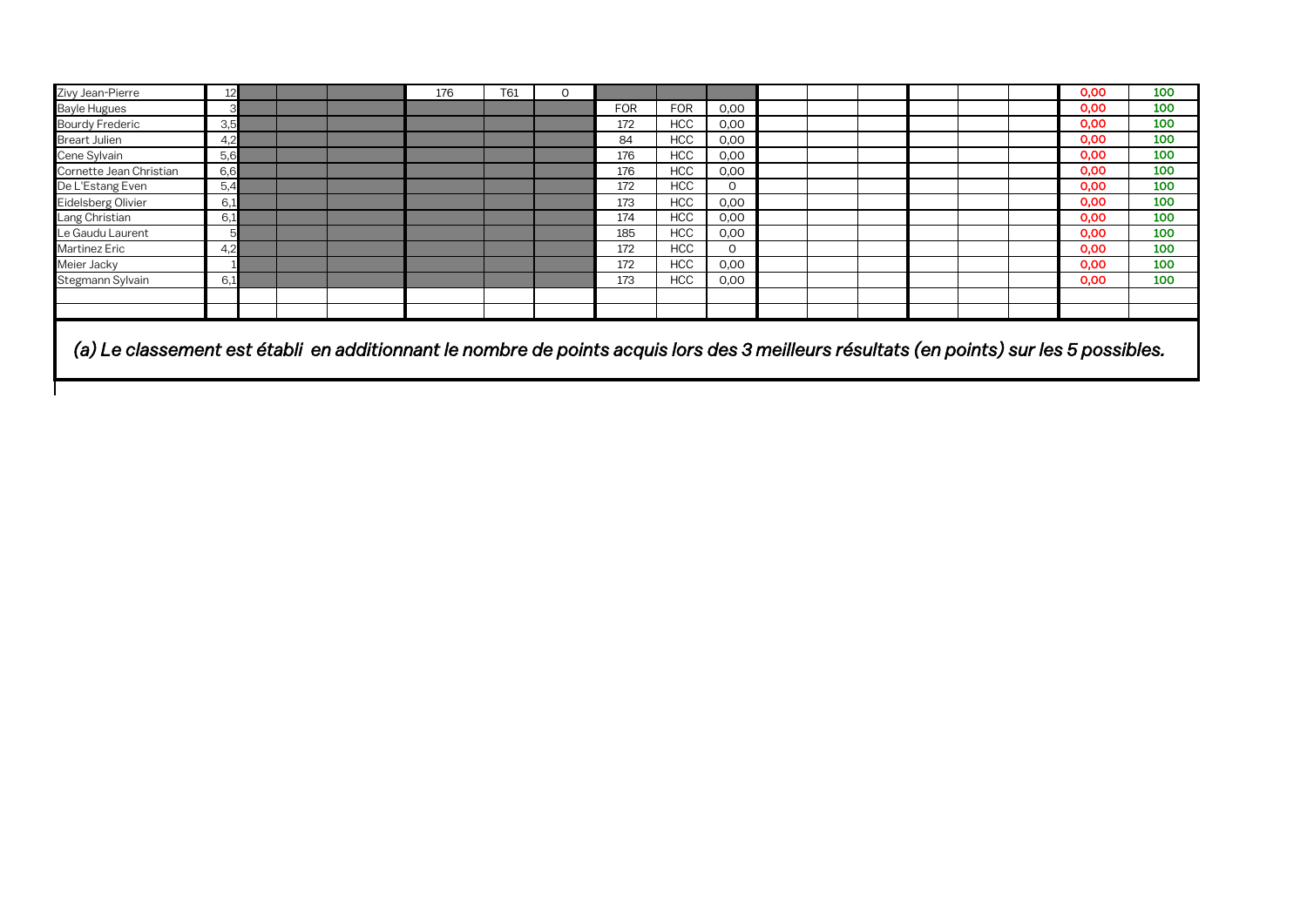| | | | | | | | | | | | | | | | | | | | |
|---|---|---|---|---|---|---|---|---|---|---|---|---|---|---|---|---|---|---|---|
| Zivy Jean-Pierre | 12 | | | | 176 | T61 | 0 | | | | | | | | | | | 0,00 | 100 |
| Bayle Hugues | 3 | | | | | | | FOR | FOR | 0,00 | | | | | | | | 0,00 | 100 |
| Bourdy Frederic | 3,5 | | | | | | | 172 | HCC | 0,00 | | | | | | | | 0,00 | 100 |
| Breart Julien | 4,2 | | | | | | | 84 | HCC | 0,00 | | | | | | | | 0,00 | 100 |
| Cene Sylvain | 5,6 | | | | | | | 176 | HCC | 0,00 | | | | | | | | 0,00 | 100 |
| Cornette Jean Christian | 6,6 | | | | | | | 176 | HCC | 0,00 | | | | | | | | 0,00 | 100 |
| De L'Estang Even | 5,4 | | | | | | | 172 | HCC | 0 | | | | | | | | 0,00 | 100 |
| Eidelsberg Olivier | 6,1 | | | | | | | 173 | HCC | 0,00 | | | | | | | | 0,00 | 100 |
| Lang Christian | 6,1 | | | | | | | 174 | HCC | 0,00 | | | | | | | | 0,00 | 100 |
| Le Gaudu Laurent | 5 | | | | | | | 185 | HCC | 0,00 | | | | | | | | 0,00 | 100 |
| Martinez Eric | 4,2 | | | | | | | 172 | HCC | 0 | | | | | | | | 0,00 | 100 |
| Meier Jacky | 1 | | | | | | | 172 | HCC | 0,00 | | | | | | | | 0,00 | 100 |
| Stegmann Sylvain | 6,1 | | | | | | | 173 | HCC | 0,00 | | | | | | | | 0,00 | 100 |

*(a) Le classement est établi en additionnant le nombre de points acquis lors des 3 meilleurs résultats (en points) sur les 5 possibles.*